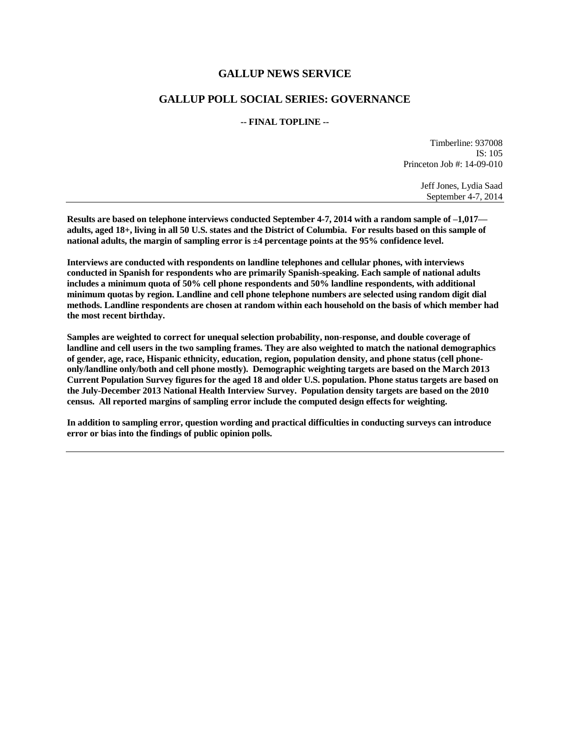# GALLUP NEWS SERVICE

## GALLUP POLL SOCIAL SERIES: GOVERNANCE

**-- FINAL TOPLINE --**

Timberline: 937008
IS: 105
Princeton Job #: 14-09-010

Jeff Jones, Lydia Saad
September 4-7, 2014

---

**Results are based on telephone interviews conducted September 4-7, 2014 with a random sample of –1,017—adults, aged 18+, living in all 50 U.S. states and the District of Columbia. For results based on this sample of national adults, the margin of sampling error is ±4 percentage points at the 95% confidence level.**

**Interviews are conducted with respondents on landline telephones and cellular phones, with interviews conducted in Spanish for respondents who are primarily Spanish-speaking. Each sample of national adults includes a minimum quota of 50% cell phone respondents and 50% landline respondents, with additional minimum quotas by region. Landline and cell phone telephone numbers are selected using random digit dial methods. Landline respondents are chosen at random within each household on the basis of which member had the most recent birthday.**

**Samples are weighted to correct for unequal selection probability, non-response, and double coverage of landline and cell users in the two sampling frames. They are also weighted to match the national demographics of gender, age, race, Hispanic ethnicity, education, region, population density, and phone status (cell phone-only/landline only/both and cell phone mostly). Demographic weighting targets are based on the March 2013 Current Population Survey figures for the aged 18 and older U.S. population. Phone status targets are based on the July-December 2013 National Health Interview Survey. Population density targets are based on the 2010 census. All reported margins of sampling error include the computed design effects for weighting.**

**In addition to sampling error, question wording and practical difficulties in conducting surveys can introduce error or bias into the findings of public opinion polls.**

---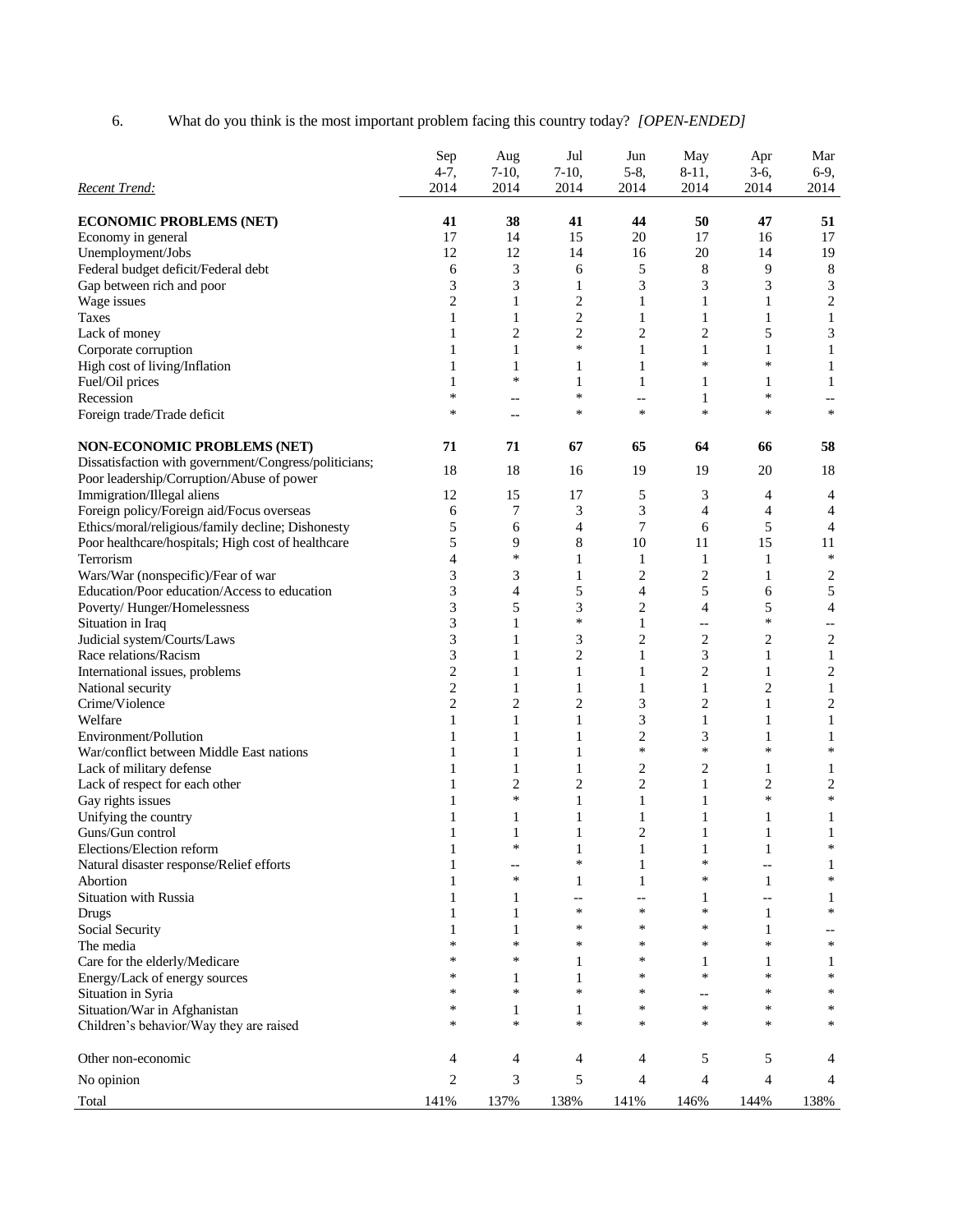6. What do you think is the most important problem facing this country today? *[OPEN-ENDED]*

| *Recent Trend:* | Sep 4-7, 2014 | Aug 7-10, 2014 | Jul 7-10, 2014 | Jun 5-8, 2014 | May 8-11, 2014 | Apr 3-6, 2014 | Mar 6-9, 2014 |
|---|---|---|---|---|---|---|---|
| **ECONOMIC PROBLEMS (NET)** | **41** | **38** | **41** | **44** | **50** | **47** | **51** |
| Economy in general | 17 | 14 | 15 | 20 | 17 | 16 | 17 |
| Unemployment/Jobs | 12 | 12 | 14 | 16 | 20 | 14 | 19 |
| Federal budget deficit/Federal debt | 6 | 3 | 6 | 5 | 8 | 9 | 8 |
| Gap between rich and poor | 3 | 3 | 1 | 3 | 3 | 3 | 3 |
| Wage issues | 2 | 1 | 2 | 1 | 1 | 1 | 2 |
| Taxes | 1 | 1 | 2 | 1 | 1 | 1 | 1 |
| Lack of money | 1 | 2 | 2 | 2 | 2 | 5 | 3 |
| Corporate corruption | 1 | 1 | * | 1 | 1 | 1 | 1 |
| High cost of living/Inflation | 1 | 1 | 1 | 1 | * | * | 1 |
| Fuel/Oil prices | 1 | * | 1 | 1 | 1 | 1 | 1 |
| Recession | * | -- | * | -- | 1 | * | -- |
| Foreign trade/Trade deficit | * | -- | * | * | * | * | * |
| **NON-ECONOMIC PROBLEMS (NET)** | **71** | **71** | **67** | **65** | **64** | **66** | **58** |
| Dissatisfaction with government/Congress/politicians; Poor leadership/Corruption/Abuse of power | 18 | 18 | 16 | 19 | 19 | 20 | 18 |
| Immigration/Illegal aliens | 12 | 15 | 17 | 5 | 3 | 4 | 4 |
| Foreign policy/Foreign aid/Focus overseas | 6 | 7 | 3 | 3 | 4 | 4 | 4 |
| Ethics/moral/religious/family decline; Dishonesty | 5 | 6 | 4 | 7 | 6 | 5 | 4 |
| Poor healthcare/hospitals; High cost of healthcare | 5 | 9 | 8 | 10 | 11 | 15 | 11 |
| Terrorism | 4 | * | 1 | 1 | 1 | 1 | * |
| Wars/War (nonspecific)/Fear of war | 3 | 3 | 1 | 2 | 2 | 1 | 2 |
| Education/Poor education/Access to education | 3 | 4 | 5 | 4 | 5 | 6 | 5 |
| Poverty/ Hunger/Homelessness | 3 | 5 | 3 | 2 | 4 | 5 | 4 |
| Situation in Iraq | 3 | 1 | * | 1 | -- | * | -- |
| Judicial system/Courts/Laws | 3 | 1 | 3 | 2 | 2 | 2 | 2 |
| Race relations/Racism | 3 | 1 | 2 | 1 | 3 | 1 | 1 |
| International issues, problems | 2 | 1 | 1 | 1 | 2 | 1 | 2 |
| National security | 2 | 1 | 1 | 1 | 1 | 2 | 1 |
| Crime/Violence | 2 | 2 | 2 | 3 | 2 | 1 | 2 |
| Welfare | 1 | 1 | 1 | 3 | 1 | 1 | 1 |
| Environment/Pollution | 1 | 1 | 1 | 2 | 3 | 1 | 1 |
| War/conflict between Middle East nations | 1 | 1 | 1 | * | * | * | * |
| Lack of military defense | 1 | 1 | 1 | 2 | 2 | 1 | 1 |
| Lack of respect for each other | 1 | 2 | 2 | 2 | 1 | 2 | 2 |
| Gay rights issues | 1 | * | 1 | 1 | 1 | * | * |
| Unifying the country | 1 | 1 | 1 | 1 | 1 | 1 | 1 |
| Guns/Gun control | 1 | 1 | 1 | 2 | 1 | 1 | 1 |
| Elections/Election reform | 1 | * | 1 | 1 | 1 | 1 | * |
| Natural disaster response/Relief efforts | 1 | -- | * | 1 | * | -- | 1 |
| Abortion | 1 | * | 1 | 1 | * | 1 | * |
| Situation with Russia | 1 | 1 | -- | -- | 1 | -- | 1 |
| Drugs | 1 | 1 | * | * | * | 1 | * |
| Social Security | 1 | 1 | * | * | * | 1 | -- |
| The media | * | * | * | * | * | * | * |
| Care for the elderly/Medicare | * | * | 1 | * | 1 | 1 | 1 |
| Energy/Lack of energy sources | * | 1 | 1 | * | * | * | * |
| Situation in Syria | * | * | * | * | -- | * | * |
| Situation/War in Afghanistan | * | 1 | 1 | * | * | * | * |
| Children's behavior/Way they are raised | * | * | * | * | * | * | * |
| Other non-economic | 4 | 4 | 4 | 4 | 5 | 5 | 4 |
| No opinion | 2 | 3 | 5 | 4 | 4 | 4 | 4 |
| Total | 141% | 137% | 138% | 141% | 146% | 144% | 138% |